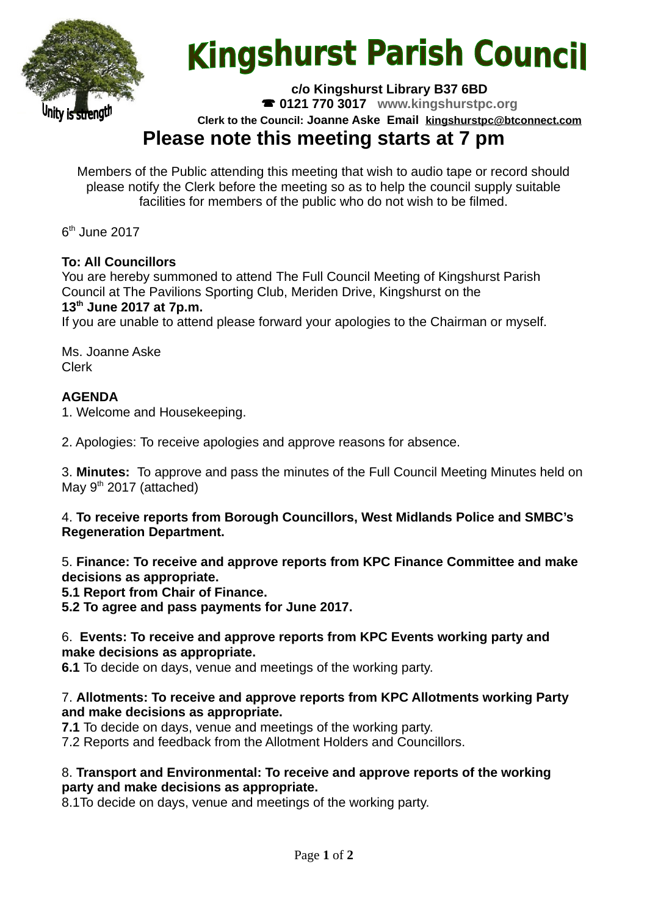# Kingshurst Parish Council

Unity is strength

**c/o Kingshurst Library B37 6BD**
**☎ 0121 770 3017** **www.kingshurstpc.org**
**Clerk to the Council: Joanne Aske Email kingshurstpc@btconnect.com**

## Please note this meeting starts at 7 pm

Members of the Public attending this meeting that wish to audio tape or record should please notify the Clerk before the meeting so as to help the council supply suitable facilities for members of the public who do not wish to be filmed.

6th June 2017

**To: All Councillors**
You are hereby summoned to attend The Full Council Meeting of Kingshurst Parish Council at The Pavilions Sporting Club, Meriden Drive, Kingshurst on the
**13th June 2017 at 7p.m.**
If you are unable to attend please forward your apologies to the Chairman or myself.

Ms. Joanne Aske
Clerk

**AGENDA**
1. Welcome and Housekeeping.

2. Apologies: To receive apologies and approve reasons for absence.

3. **Minutes:** To approve and pass the minutes of the Full Council Meeting Minutes held on May 9th 2017 (attached)

4. **To receive reports from Borough Councillors, West Midlands Police and SMBC's Regeneration Department.**

5. **Finance: To receive and approve reports from KPC Finance Committee and make decisions as appropriate.**
**5.1 Report from Chair of Finance.**
**5.2 To agree and pass payments for June 2017.**

6. **Events: To receive and approve reports from KPC Events working party and make decisions as appropriate.**
**6.1** To decide on days, venue and meetings of the working party.

7. **Allotments: To receive and approve reports from KPC Allotments working Party and make decisions as appropriate.**
**7.1** To decide on days, venue and meetings of the working party.
7.2 Reports and feedback from the Allotment Holders and Councillors.

8. **Transport and Environmental: To receive and approve reports of the working party and make decisions as appropriate.**
8.1To decide on days, venue and meetings of the working party.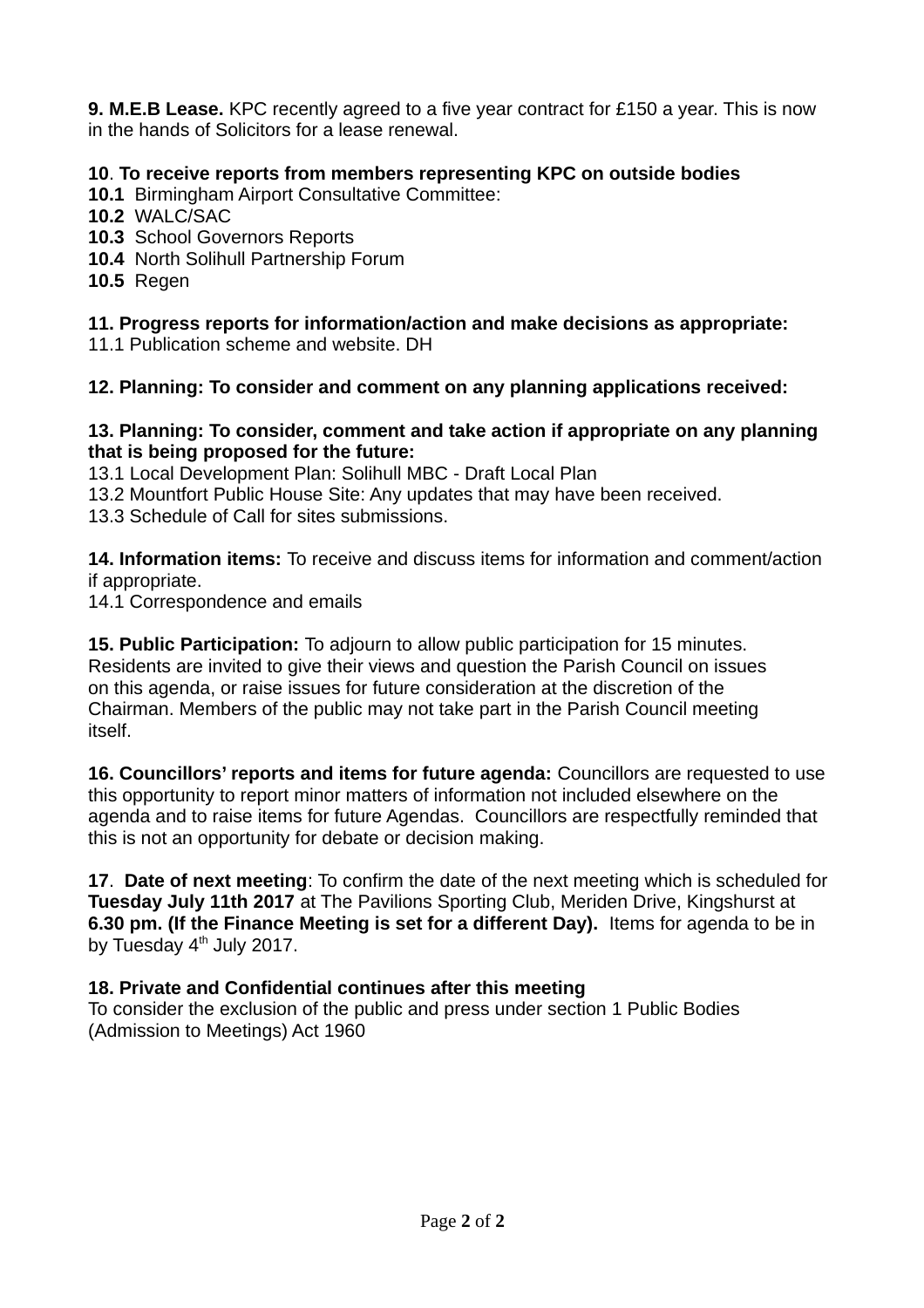**9. M.E.B Lease.** KPC recently agreed to a five year contract for £150 a year. This is now in the hands of Solicitors for a lease renewal.

**10**. **To receive reports from members representing KPC on outside bodies**
**10.1** Birmingham Airport Consultative Committee:
**10.2** WALC/SAC
**10.3** School Governors Reports
**10.4** North Solihull Partnership Forum
**10.5** Regen

**11. Progress reports for information/action and make decisions as appropriate:**
11.1 Publication scheme and website. DH

**12. Planning: To consider and comment on any planning applications received:**

**13. Planning: To consider, comment and take action if appropriate on any planning that is being proposed for the future:**
13.1 Local Development Plan: Solihull MBC - Draft Local Plan
13.2 Mountfort Public House Site: Any updates that may have been received.
13.3 Schedule of Call for sites submissions.

**14. Information items:** To receive and discuss items for information and comment/action if appropriate.
14.1 Correspondence and emails

**15. Public Participation:** To adjourn to allow public participation for 15 minutes. Residents are invited to give their views and question the Parish Council on issues on this agenda, or raise issues for future consideration at the discretion of the Chairman. Members of the public may not take part in the Parish Council meeting itself.

**16. Councillors' reports and items for future agenda:** Councillors are requested to use this opportunity to report minor matters of information not included elsewhere on the agenda and to raise items for future Agendas. Councillors are respectfully reminded that this is not an opportunity for debate or decision making.

**17**. **Date of next meeting**: To confirm the date of the next meeting which is scheduled for **Tuesday July 11th 2017** at The Pavilions Sporting Club, Meriden Drive, Kingshurst at **6.30 pm. (If the Finance Meeting is set for a different Day).** Items for agenda to be in by Tuesday 4th July 2017.

**18. Private and Confidential continues after this meeting**
To consider the exclusion of the public and press under section 1 Public Bodies (Admission to Meetings) Act 1960